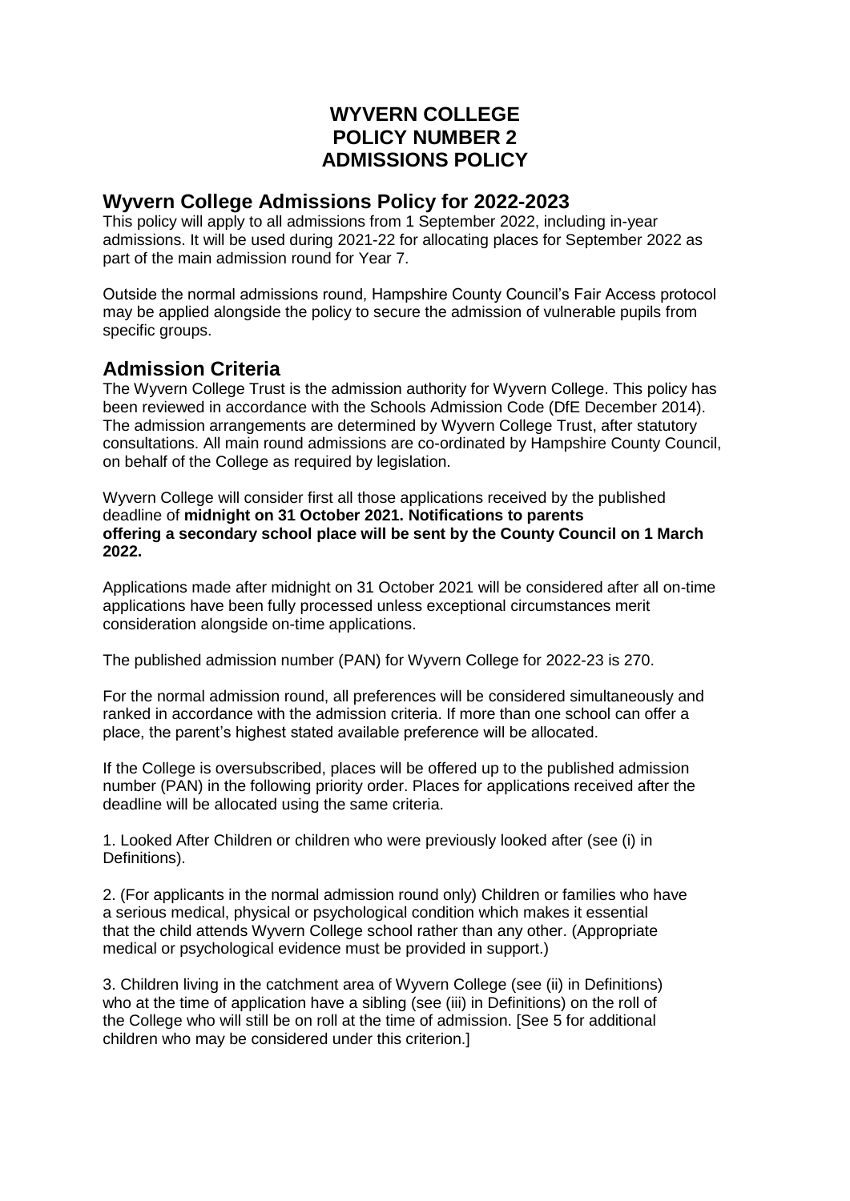# WYVERN COLLEGE
# POLICY NUMBER 2
# ADMISSIONS POLICY

## Wyvern College Admissions Policy for 2022-2023

This policy will apply to all admissions from 1 September 2022, including in-year admissions. It will be used during 2021-22 for allocating places for September 2022 as part of the main admission round for Year 7.

Outside the normal admissions round, Hampshire County Council's Fair Access protocol may be applied alongside the policy to secure the admission of vulnerable pupils from specific groups.

## Admission Criteria

The Wyvern College Trust is the admission authority for Wyvern College. This policy has been reviewed in accordance with the Schools Admission Code (DfE December 2014). The admission arrangements are determined by Wyvern College Trust, after statutory consultations. All main round admissions are co-ordinated by Hampshire County Council, on behalf of the College as required by legislation.

Wyvern College will consider first all those applications received by the published deadline of **midnight on 31 October 2021. Notifications to parents offering a secondary school place will be sent by the County Council on 1 March 2022.**

Applications made after midnight on 31 October 2021 will be considered after all on-time applications have been fully processed unless exceptional circumstances merit consideration alongside on-time applications.

The published admission number (PAN) for Wyvern College for 2022-23 is 270.

For the normal admission round, all preferences will be considered simultaneously and ranked in accordance with the admission criteria. If more than one school can offer a place, the parent's highest stated available preference will be allocated.

If the College is oversubscribed, places will be offered up to the published admission number (PAN) in the following priority order. Places for applications received after the deadline will be allocated using the same criteria.

1. Looked After Children or children who were previously looked after (see (i) in Definitions).

2. (For applicants in the normal admission round only) Children or families who have a serious medical, physical or psychological condition which makes it essential that the child attends Wyvern College school rather than any other. (Appropriate medical or psychological evidence must be provided in support.)

3. Children living in the catchment area of Wyvern College (see (ii) in Definitions) who at the time of application have a sibling (see (iii) in Definitions) on the roll of the College who will still be on roll at the time of admission. [See 5 for additional children who may be considered under this criterion.]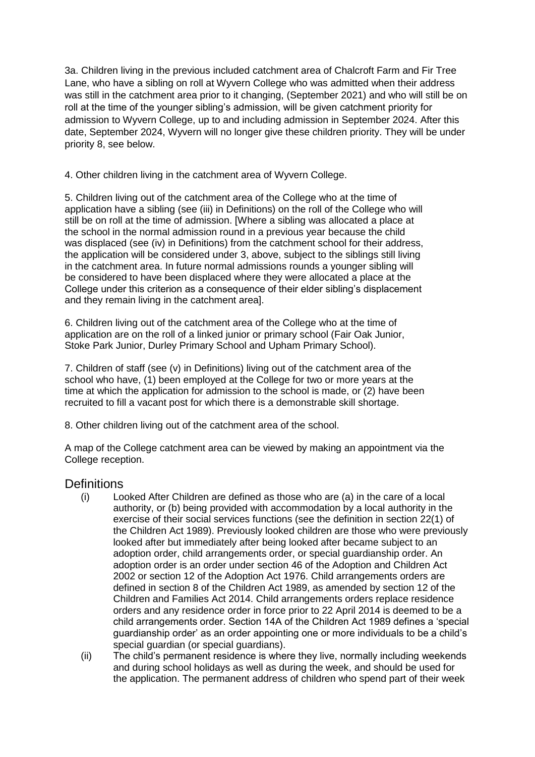3a. Children living in the previous included catchment area of Chalcroft Farm and Fir Tree Lane, who have a sibling on roll at Wyvern College who was admitted when their address was still in the catchment area prior to it changing, (September 2021) and who will still be on roll at the time of the younger sibling's admission, will be given catchment priority for admission to Wyvern College, up to and including admission in September 2024. After this date, September 2024, Wyvern will no longer give these children priority. They will be under priority 8, see below.

4. Other children living in the catchment area of Wyvern College.

5. Children living out of the catchment area of the College who at the time of application have a sibling (see (iii) in Definitions) on the roll of the College who will still be on roll at the time of admission. [Where a sibling was allocated a place at the school in the normal admission round in a previous year because the child was displaced (see (iv) in Definitions) from the catchment school for their address, the application will be considered under 3, above, subject to the siblings still living in the catchment area. In future normal admissions rounds a younger sibling will be considered to have been displaced where they were allocated a place at the College under this criterion as a consequence of their elder sibling's displacement and they remain living in the catchment area].

6. Children living out of the catchment area of the College who at the time of application are on the roll of a linked junior or primary school (Fair Oak Junior, Stoke Park Junior, Durley Primary School and Upham Primary School).

7. Children of staff (see (v) in Definitions) living out of the catchment area of the school who have, (1) been employed at the College for two or more years at the time at which the application for admission to the school is made, or (2) have been recruited to fill a vacant post for which there is a demonstrable skill shortage.

8. Other children living out of the catchment area of the school.

A map of the College catchment area can be viewed by making an appointment via the College reception.

## Definitions

(i) Looked After Children are defined as those who are (a) in the care of a local authority, or (b) being provided with accommodation by a local authority in the exercise of their social services functions (see the definition in section 22(1) of the Children Act 1989). Previously looked children are those who were previously looked after but immediately after being looked after became subject to an adoption order, child arrangements order, or special guardianship order. An adoption order is an order under section 46 of the Adoption and Children Act 2002 or section 12 of the Adoption Act 1976. Child arrangements orders are defined in section 8 of the Children Act 1989, as amended by section 12 of the Children and Families Act 2014. Child arrangements orders replace residence orders and any residence order in force prior to 22 April 2014 is deemed to be a child arrangements order. Section 14A of the Children Act 1989 defines a 'special guardianship order' as an order appointing one or more individuals to be a child's special guardian (or special guardians).

(ii) The child's permanent residence is where they live, normally including weekends and during school holidays as well as during the week, and should be used for the application. The permanent address of children who spend part of their week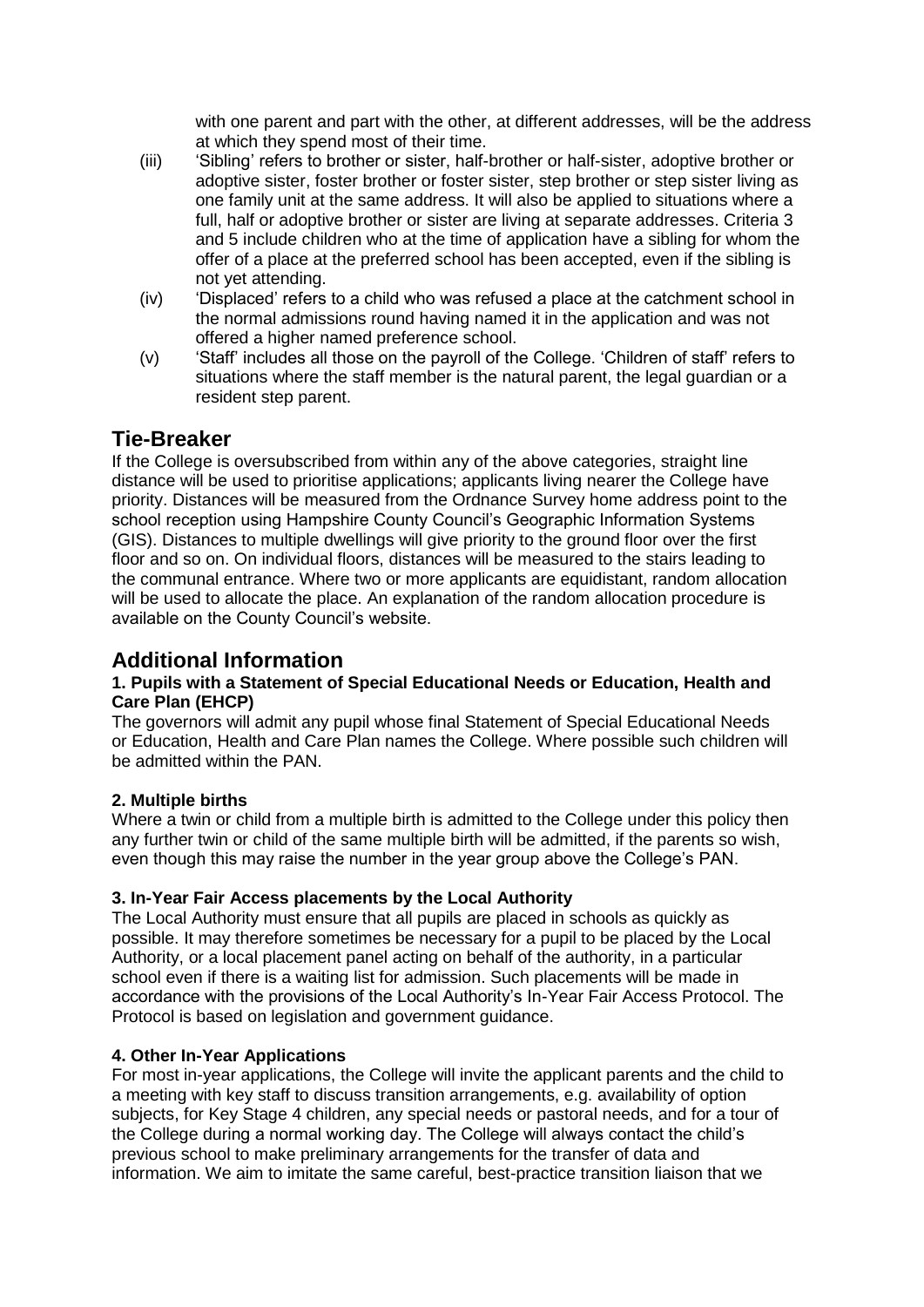with one parent and part with the other, at different addresses, will be the address at which they spend most of their time.

(iii) 'Sibling' refers to brother or sister, half-brother or half-sister, adoptive brother or adoptive sister, foster brother or foster sister, step brother or step sister living as one family unit at the same address. It will also be applied to situations where a full, half or adoptive brother or sister are living at separate addresses. Criteria 3 and 5 include children who at the time of application have a sibling for whom the offer of a place at the preferred school has been accepted, even if the sibling is not yet attending.

(iv) 'Displaced' refers to a child who was refused a place at the catchment school in the normal admissions round having named it in the application and was not offered a higher named preference school.

(v) 'Staff' includes all those on the payroll of the College. 'Children of staff' refers to situations where the staff member is the natural parent, the legal guardian or a resident step parent.

## Tie-Breaker

If the College is oversubscribed from within any of the above categories, straight line distance will be used to prioritise applications; applicants living nearer the College have priority. Distances will be measured from the Ordnance Survey home address point to the school reception using Hampshire County Council's Geographic Information Systems (GIS). Distances to multiple dwellings will give priority to the ground floor over the first floor and so on. On individual floors, distances will be measured to the stairs leading to the communal entrance. Where two or more applicants are equidistant, random allocation will be used to allocate the place. An explanation of the random allocation procedure is available on the County Council's website.

## Additional Information

**1. Pupils with a Statement of Special Educational Needs or Education, Health and Care Plan (EHCP)**

The governors will admit any pupil whose final Statement of Special Educational Needs or Education, Health and Care Plan names the College. Where possible such children will be admitted within the PAN.

**2. Multiple births**

Where a twin or child from a multiple birth is admitted to the College under this policy then any further twin or child of the same multiple birth will be admitted, if the parents so wish, even though this may raise the number in the year group above the College's PAN.

**3. In-Year Fair Access placements by the Local Authority**

The Local Authority must ensure that all pupils are placed in schools as quickly as possible. It may therefore sometimes be necessary for a pupil to be placed by the Local Authority, or a local placement panel acting on behalf of the authority, in a particular school even if there is a waiting list for admission. Such placements will be made in accordance with the provisions of the Local Authority's In-Year Fair Access Protocol. The Protocol is based on legislation and government guidance.

**4. Other In-Year Applications**

For most in-year applications, the College will invite the applicant parents and the child to a meeting with key staff to discuss transition arrangements, e.g. availability of option subjects, for Key Stage 4 children, any special needs or pastoral needs, and for a tour of the College during a normal working day. The College will always contact the child's previous school to make preliminary arrangements for the transfer of data and information. We aim to imitate the same careful, best-practice transition liaison that we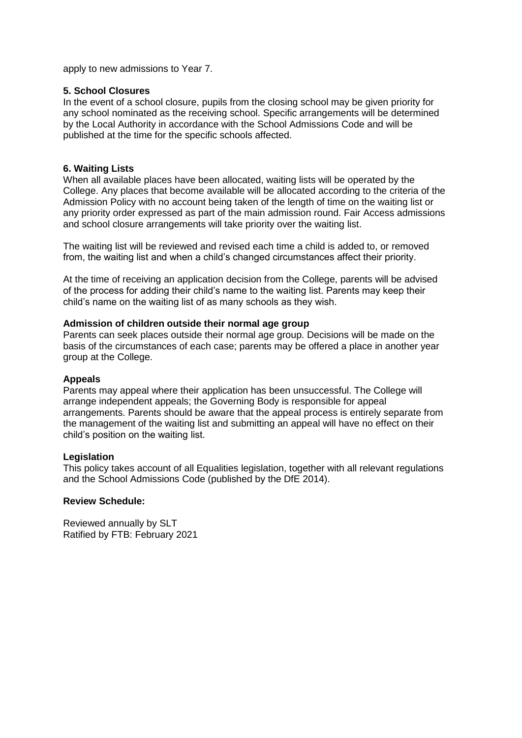apply to new admissions to Year 7.

### 5. School Closures

In the event of a school closure, pupils from the closing school may be given priority for any school nominated as the receiving school. Specific arrangements will be determined by the Local Authority in accordance with the School Admissions Code and will be published at the time for the specific schools affected.

### 6. Waiting Lists

When all available places have been allocated, waiting lists will be operated by the College. Any places that become available will be allocated according to the criteria of the Admission Policy with no account being taken of the length of time on the waiting list or any priority order expressed as part of the main admission round. Fair Access admissions and school closure arrangements will take priority over the waiting list.

The waiting list will be reviewed and revised each time a child is added to, or removed from, the waiting list and when a child's changed circumstances affect their priority.

At the time of receiving an application decision from the College, parents will be advised of the process for adding their child's name to the waiting list. Parents may keep their child's name on the waiting list of as many schools as they wish.

### Admission of children outside their normal age group

Parents can seek places outside their normal age group. Decisions will be made on the basis of the circumstances of each case; parents may be offered a place in another year group at the College.

### Appeals

Parents may appeal where their application has been unsuccessful. The College will arrange independent appeals; the Governing Body is responsible for appeal arrangements. Parents should be aware that the appeal process is entirely separate from the management of the waiting list and submitting an appeal will have no effect on their child's position on the waiting list.

### Legislation

This policy takes account of all Equalities legislation, together with all relevant regulations and the School Admissions Code (published by the DfE 2014).

### Review Schedule:

Reviewed annually by SLT
Ratified by FTB: February 2021